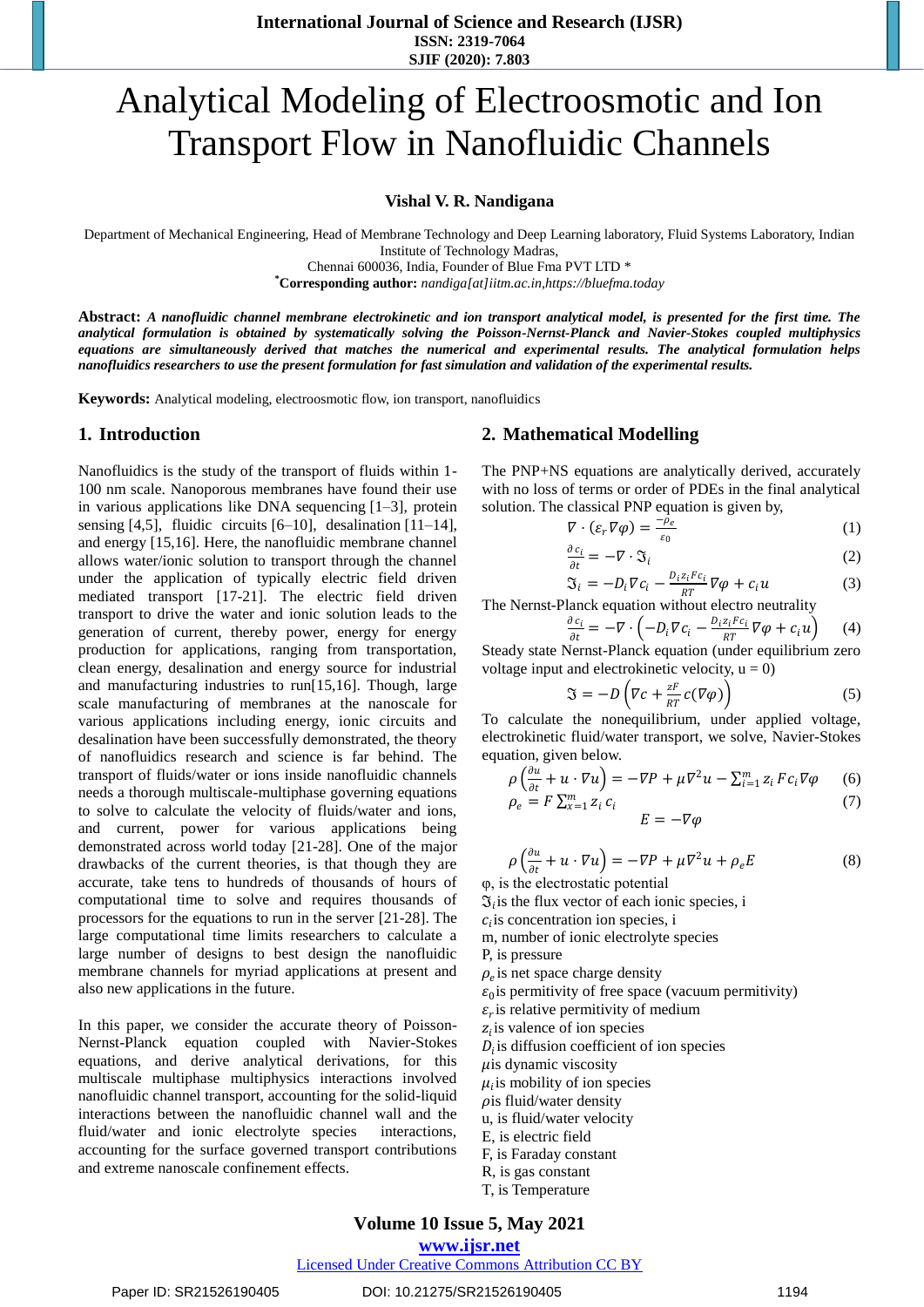# Analytical Modeling of Electroosmotic and Ion Transport Flow in Nanofluidic Channels

**Vishal V. R. Nandigana**

Department of Mechanical Engineering, Head of Membrane Technology and Deep Learning laboratory, Fluid Systems Laboratory, Indian Institute of Technology Madras,
Chennai 600036, India, Founder of Blue Fma PVT LTD *
***Corresponding author:** *nandiga[at]iitm.ac.in,https://bluefma.today*

**Abstract:** ***A nanofluidic channel membrane electrokinetic and ion transport analytical model, is presented for the first time. The analytical formulation is obtained by systematically solving the Poisson-Nernst-Planck and Navier-Stokes coupled multiphysics equations are simultaneously derived that matches the numerical and experimental results. The analytical formulation helps nanofluidics researchers to use the present formulation for fast simulation and validation of the experimental results.***

**Keywords:** Analytical modeling, electroosmotic flow, ion transport, nanofluidics

## 1. Introduction

Nanofluidics is the study of the transport of fluids within 1-100 nm scale. Nanoporous membranes have found their use in various applications like DNA sequencing [1–3], protein sensing [4,5], fluidic circuits [6–10], desalination [11–14], and energy [15,16]. Here, the nanofluidic membrane channel allows water/ionic solution to transport through the channel under the application of typically electric field driven mediated transport [17-21]. The electric field driven transport to drive the water and ionic solution leads to the generation of current, thereby power, energy for energy production for applications, ranging from transportation, clean energy, desalination and energy source for industrial and manufacturing industries to run[15,16]. Though, large scale manufacturing of membranes at the nanoscale for various applications including energy, ionic circuits and desalination have been successfully demonstrated, the theory of nanofluidics research and science is far behind. The transport of fluids/water or ions inside nanofluidic channels needs a thorough multiscale-multiphase governing equations to solve to calculate the velocity of fluids/water and ions, and current, power for various applications being demonstrated across world today [21-28]. One of the major drawbacks of the current theories, is that though they are accurate, take tens to hundreds of thousands of computational time to solve and requires thousands of processors for the equations to run in the server [21-28]. The large computational time limits researchers to calculate a large number of designs to best design the nanofluidic membrane channels for myriad applications at present and also new applications in the future.

In this paper, we consider the accurate theory of Poisson-Nernst-Planck equation coupled with Navier-Stokes equations, and derive analytical derivations, for this multiscale multiphase multiphysics interactions involved nanofluidic channel transport, accounting for the solid-liquid interactions between the nanofluidic channel wall and the fluid/water and ionic electrolyte species interactions, accounting for the surface governed transport contributions and extreme nanoscale confinement effects.

## 2. Mathematical Modelling

The PNP+NS equations are analytically derived, accurately with no loss of terms or order of PDEs in the final analytical solution. The classical PNP equation is given by,

$$\nabla \cdot (\varepsilon_r \nabla \varphi) = \frac{-\rho_e}{\varepsilon_0} \quad (1)$$

$$\frac{\partial c_i}{\partial t} = -\nabla \cdot \mathfrak{I}_i \quad (2)$$

$$\mathfrak{I}_i = -D_i \nabla c_i - \frac{D_i z_i F c_i}{RT} \nabla \varphi + c_i u \quad (3)$$

The Nernst-Planck equation without electro neutrality

$$\frac{\partial c_i}{\partial t} = -\nabla \cdot \left( -D_i \nabla c_i - \frac{D_i z_i F c_i}{RT} \nabla \varphi + c_i u \right) \quad (4)$$

Steady state Nernst-Planck equation (under equilibrium zero voltage input and electrokinetic velocity, u = 0)

$$\mathfrak{I} = -D \left( \nabla c + \frac{zF}{RT} c(\nabla \varphi) \right) \quad (5)$$

To calculate the nonequilibrium, under applied voltage, electrokinetic fluid/water transport, we solve, Navier-Stokes equation, given below.

$$\rho \left( \frac{\partial u}{\partial t} + u \cdot \nabla u \right) = -\nabla P + \mu \nabla^2 u - \sum_{i=1}^{m} z_i F c_i \nabla \varphi \quad (6)$$

$$\rho_e = F \sum_{x=1}^{m} z_i c_i \quad (7)$$

$$E = -\nabla \varphi$$

$$\rho \left( \frac{\partial u}{\partial t} + u \cdot \nabla u \right) = -\nabla P + \mu \nabla^2 u + \rho_e E \quad (8)$$

φ, is the electrostatic potential
$\mathfrak{I}_i$ is the flux vector of each ionic species, i
$c_i$ is concentration ion species, i
m, number of ionic electrolyte species
P, is pressure
$\rho_e$ is net space charge density
$\varepsilon_0$ is permitivity of free space (vacuum permitivity)
$\varepsilon_r$ is relative permitivity of medium
$z_i$ is valence of ion species
$D_i$ is diffusion coefficient of ion species
$\mu$ is dynamic viscosity
$\mu_i$ is mobility of ion species
$\rho$ is fluid/water density
u, is fluid/water velocity
E, is electric field
F, is Faraday constant
R, is gas constant
T, is Temperature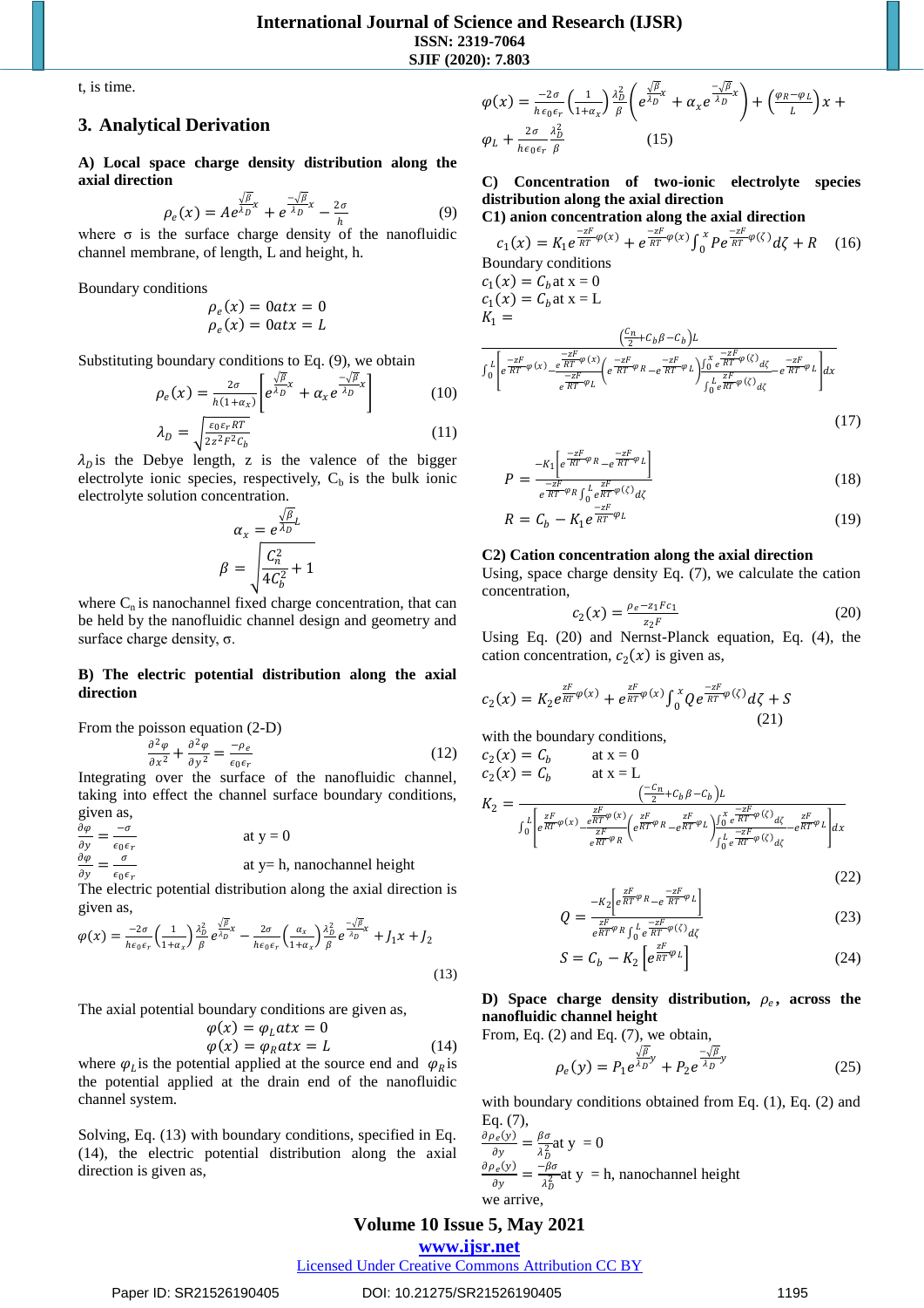t, is time.

## 3. Analytical Derivation

**A) Local space charge density distribution along the axial direction**

$$\rho_e(x) = Ae^{\frac{\sqrt{\beta}}{\lambda_D}x} + e^{\frac{-\sqrt{\beta}}{\lambda_D}x} - \frac{2\sigma}{h} \tag{9}$$

where σ is the surface charge density of the nanofluidic channel membrane, of length, L and height, h.

Boundary conditions

$$\rho_e(x) = 0 \, at\, x = 0$$
$$\rho_e(x) = 0 \, at\, x = L$$

Substituting boundary conditions to Eq. (9), we obtain

$$\rho_e(x) = \frac{2\sigma}{h(1+\alpha_x)}\left[e^{\frac{\sqrt{\beta}}{\lambda_D}x} + \alpha_x e^{\frac{-\sqrt{\beta}}{\lambda_D}x}\right] \tag{10}$$

$$\lambda_D = \sqrt{\frac{\epsilon_0\epsilon_r RT}{2z^2F^2C_b}} \tag{11}$$

$\lambda_D$ is the Debye length, z is the valence of the bigger electrolyte ionic species, respectively, $C_b$ is the bulk ionic electrolyte solution concentration.

$$\alpha_x = e^{\frac{\sqrt{\beta}}{\lambda_D}L}$$

$$\beta = \sqrt{\frac{C_n^2}{4C_b^2} + 1}$$

where $C_n$ is nanochannel fixed charge concentration, that can be held by the nanofluidic channel design and geometry and surface charge density, σ.

**B) The electric potential distribution along the axial direction**

From the poisson equation (2-D)

$$\frac{\partial^2\varphi}{\partial x^2} + \frac{\partial^2\varphi}{\partial y^2} = \frac{-\rho_e}{\epsilon_0\epsilon_r} \tag{12}$$

Integrating over the surface of the nanofluidic channel, taking into effect the channel surface boundary conditions, given as,

$\frac{\partial\varphi}{\partial y} = \frac{-\sigma}{\epsilon_0\epsilon_r}$ at y = 0

$\frac{\partial\varphi}{\partial y} = \frac{\sigma}{\epsilon_0\epsilon_r}$ at y= h, nanochannel height

The electric potential distribution along the axial direction is given as,

$$\varphi(x) = \frac{-2\sigma}{h\epsilon_0\epsilon_r}\left(\frac{1}{1+\alpha_x}\right)\frac{\lambda_D^2}{\beta}e^{\frac{\sqrt{\beta}}{\lambda_D}x} - \frac{2\sigma}{h\epsilon_0\epsilon_r}\left(\frac{\alpha_x}{1+\alpha_x}\right)\frac{\lambda_D^2}{\beta}e^{\frac{-\sqrt{\beta}}{\lambda_D}x} + J_1x + J_2 \tag{13}$$

The axial potential boundary conditions are given as,

$$\varphi(x) = \varphi_L \, at\, x = 0$$
$$\varphi(x) = \varphi_R \, at\, x = L \tag{14}$$

where $\varphi_L$ is the potential applied at the source end and $\varphi_R$ is the potential applied at the drain end of the nanofluidic channel system.

Solving, Eq. (13) with boundary conditions, specified in Eq. (14), the electric potential distribution along the axial direction is given as,

$$\varphi(x) = \frac{-2\sigma}{h\epsilon_0\epsilon_r}\left(\frac{1}{1+\alpha_x}\right)\frac{\lambda_D^2}{\beta}\left(e^{\frac{\sqrt{\beta}}{\lambda_D}x} + \alpha_x e^{\frac{-\sqrt{\beta}}{\lambda_D}x}\right) + \left(\frac{\varphi_R - \varphi_L}{L}\right)x + \varphi_L + \frac{2\sigma}{h\epsilon_0\epsilon_r}\frac{\lambda_D^2}{\beta} \tag{15}$$

**C) Concentration of two-ionic electrolyte species distribution along the axial direction**

**C1) anion concentration along the axial direction**

$$c_1(x) = K_1 e^{\frac{-zF}{RT}\varphi(x)} + e^{\frac{-zF}{RT}\varphi(x)}\int_0^x P e^{\frac{-zF}{RT}\varphi(\zeta)}d\zeta + R \tag{16}$$

Boundary conditions

$c_1(x) = C_b$ at x = 0

$c_1(x) = C_b$ at x = L

$$K_1 = \frac{\left(\frac{C_n}{2} + C_b\beta - C_b\right)L}{\int_0^L\left[e^{\frac{-zF}{RT}\varphi(x)} - \frac{e^{\frac{-zF}{RT}\varphi(x)}}{e^{\frac{-zF}{RT}\varphi_L}}\left(e^{\frac{-zF}{RT}\varphi_R} - e^{\frac{-zF}{RT}\varphi_L}\right)\frac{\int_0^x e^{\frac{-zF}{RT}\varphi(\zeta)}d\zeta}{\int_0^L e^{\frac{zF}{RT}\varphi(\zeta)}d\zeta} - e^{\frac{-zF}{RT}\varphi_L}\right]dx} \tag{17}$$

$$P = \frac{-K_1\left[e^{\frac{-zF}{RT}\varphi_R} - e^{\frac{-zF}{RT}\varphi_L}\right]}{e^{\frac{-zF}{RT}\varphi_R}\int_0^L e^{\frac{zF}{RT}\varphi(\zeta)}d\zeta} \tag{18}$$

$$R = C_b - K_1 e^{\frac{-zF}{RT}\varphi_L} \tag{19}$$

**C2) Cation concentration along the axial direction**

Using, space charge density Eq. (7), we calculate the cation concentration,

$$c_2(x) = \frac{\rho_e - z_1Fc_1}{z_2F} \tag{20}$$

Using Eq. (20) and Nernst-Planck equation, Eq. (4), the cation concentration, $c_2(x)$ is given as,

$$c_2(x) = K_2 e^{\frac{zF}{RT}\varphi(x)} + e^{\frac{zF}{RT}\varphi(x)}\int_0^x Q e^{\frac{-zF}{RT}\varphi(\zeta)}d\zeta + S \tag{21}$$

with the boundary conditions,

$c_2(x) = C_b$ at x = 0

$c_2(x) = C_b$ at x = L

$$K_2 = \frac{\left(\frac{-C_n}{2} + C_b\beta - C_b\right)L}{\int_0^L\left[e^{\frac{zF}{RT}\varphi(x)} - \frac{e^{\frac{zF}{RT}\varphi(x)}}{e^{\frac{zF}{RT}\varphi_R}}\left(e^{\frac{zF}{RT}\varphi_R} - e^{\frac{zF}{RT}\varphi_L}\right)\frac{\int_0^x e^{\frac{-zF}{RT}\varphi(\zeta)}d\zeta}{\int_0^L e^{\frac{-zF}{RT}\varphi(\zeta)}d\zeta} - e^{\frac{zF}{RT}\varphi_L}\right]dx} \tag{22}$$

$$Q = \frac{-K_2\left[e^{\frac{zF}{RT}\varphi_R} - e^{\frac{-zF}{RT}\varphi_L}\right]}{e^{\frac{zF}{RT}\varphi_R}\int_0^L e^{\frac{-zF}{RT}\varphi(\zeta)}d\zeta} \tag{23}$$

$$S = C_b - K_2\left[e^{\frac{zF}{RT}\varphi_L}\right] \tag{24}$$

**D) Space charge density distribution, $\rho_e$, across the nanofluidic channel height**

From, Eq. (2) and Eq. (7), we obtain,

$$\rho_e(y) = P_1 e^{\frac{\sqrt{\beta}}{\lambda_D}y} + P_2 e^{\frac{-\sqrt{\beta}}{\lambda_D}y} \tag{25}$$

with boundary conditions obtained from Eq. (1), Eq. (2) and Eq. (7),

$\frac{\partial\rho_e(y)}{\partial y} = \frac{\beta\sigma}{\lambda_D^2}$ at y = 0

$\frac{\partial\rho_e(y)}{\partial y} = \frac{-\beta\sigma}{\lambda_D^2}$ at y = h, nanochannel height

we arrive,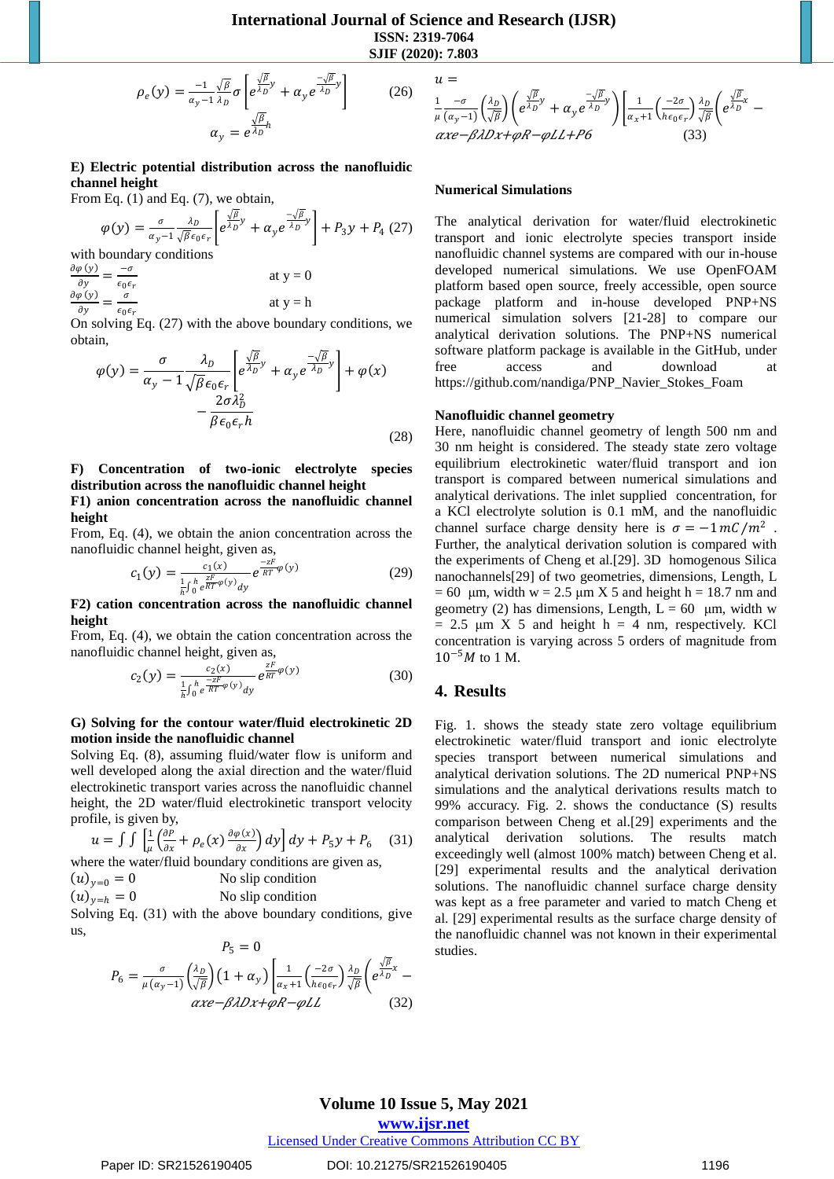$$\rho_e(y) = \frac{-1}{\alpha_y - 1} \frac{\sqrt{\beta}}{\lambda_D} \sigma \left[ e^{\frac{\sqrt{\beta}}{\lambda_D} y} + \alpha_y e^{\frac{-\sqrt{\beta}}{\lambda_D} y} \right] \quad (26)$$

$$\alpha_y = e^{\frac{\sqrt{\beta}}{\lambda_D} h}$$

**E) Electric potential distribution across the nanofluidic channel height**

From Eq. (1) and Eq. (7), we obtain,

$$\varphi(y) = \frac{\sigma}{\alpha_y - 1} \frac{\lambda_D}{\sqrt{\beta} \epsilon_0 \epsilon_r} \left[ e^{\frac{\sqrt{\beta}}{\lambda_D} y} + \alpha_y e^{\frac{-\sqrt{\beta}}{\lambda_D} y} \right] + P_3 y + P_4 \quad (27)$$

with boundary conditions

$\frac{\partial \varphi(y)}{\partial y} = \frac{-\sigma}{\epsilon_0 \epsilon_r}$ at y = 0

$\frac{\partial \varphi(y)}{\partial y} = \frac{\sigma}{\epsilon_0 \epsilon_r}$ at y = h

On solving Eq. (27) with the above boundary conditions, we obtain,

$$\varphi(y) = \frac{\sigma}{\alpha_y - 1} \frac{\lambda_D}{\sqrt{\beta} \epsilon_0 \epsilon_r} \left[ e^{\frac{\sqrt{\beta}}{\lambda_D} y} + \alpha_y e^{\frac{-\sqrt{\beta}}{\lambda_D} y} \right] + \varphi(x) - \frac{2\sigma \lambda_D^2}{\beta \epsilon_0 \epsilon_r h} \quad (28)$$

**F) Concentration of two-ionic electrolyte species distribution across the nanofluidic channel height**

**F1) anion concentration across the nanofluidic channel height**

From, Eq. (4), we obtain the anion concentration across the nanofluidic channel height, given as,

$$c_1(y) = \frac{c_1(x)}{\frac{1}{h}\int_0^h e^{\frac{zF}{RT}\varphi(y)} dy} e^{\frac{-zF}{RT}\varphi(y)} \quad (29)$$

**F2) cation concentration across the nanofluidic channel height**

From, Eq. (4), we obtain the cation concentration across the nanofluidic channel height, given as,

$$c_2(y) = \frac{c_2(x)}{\frac{1}{h}\int_0^h e^{\frac{-zF}{RT}\varphi(y)} dy} e^{\frac{zF}{RT}\varphi(y)} \quad (30)$$

**G) Solving for the contour water/fluid electrokinetic 2D motion inside the nanofluidic channel**

Solving Eq. (8), assuming fluid/water flow is uniform and well developed along the axial direction and the water/fluid electrokinetic transport varies across the nanofluidic channel height, the 2D water/fluid electrokinetic transport velocity profile, is given by,

$$u = \int \int \left[ \frac{1}{\mu} \left( \frac{\partial P}{\partial x} + \rho_e(x) \frac{\partial \varphi(x)}{\partial x} \right) dy \right] dy + P_5 y + P_6 \quad (31)$$

where the water/fluid boundary conditions are given as,

$(u)_{y=0} = 0$ No slip condition

$(u)_{y=h} = 0$ No slip condition

Solving Eq. (31) with the above boundary conditions, give us,

$$P_5 = 0$$

$$P_6 = \frac{\sigma}{\mu(\alpha_y - 1)} \left( \frac{\lambda_D}{\sqrt{\beta}} \right) (1 + \alpha_y) \left[ \frac{1}{\alpha_x + 1} \left( \frac{-2\sigma}{h \epsilon_0 \epsilon_r} \right) \frac{\lambda_D}{\sqrt{\beta}} \left( e^{\frac{\sqrt{\beta}}{\lambda_D} x} - \alpha x e - \beta \lambda D x + \varphi R - \varphi L L \right. \quad (32)$$

$$u = \frac{1}{\mu} \frac{-\sigma}{(\alpha_y - 1)} \left( \frac{\lambda_D}{\sqrt{\beta}} \right) \left( e^{\frac{\sqrt{\beta}}{\lambda_D} y} + \alpha_y e^{\frac{-\sqrt{\beta}}{\lambda_D} y} \right) \left[ \frac{1}{\alpha_x + 1} \left( \frac{-2\sigma}{h \epsilon_0 \epsilon_r} \right) \frac{\lambda_D}{\sqrt{\beta}} \left( e^{\frac{\sqrt{\beta}}{\lambda_D} x} - \alpha x e - \beta \lambda D x + \varphi R - \varphi L L + P6 \right. \quad (33)$$

### Numerical Simulations

The analytical derivation for water/fluid electrokinetic transport and ionic electrolyte species transport inside nanofluidic channel systems are compared with our in-house developed numerical simulations. We use OpenFOAM platform based open source, freely accessible, open source package platform and in-house developed PNP+NS numerical simulation solvers [21-28] to compare our analytical derivation solutions. The PNP+NS numerical software platform package is available in the GitHub, under free access and download at https://github.com/nandiga/PNP_Navier_Stokes_Foam

### Nanofluidic channel geometry

Here, nanofluidic channel geometry of length 500 nm and 30 nm height is considered. The steady state zero voltage equilibrium electrokinetic water/fluid transport and ion transport is compared between numerical simulations and analytical derivations. The inlet supplied concentration, for a KCl electrolyte solution is 0.1 mM, and the nanofluidic channel surface charge density here is $\sigma = -1 mC/m^2$ . Further, the analytical derivation solution is compared with the experiments of Cheng et al.[29]. 3D homogenous Silica nanochannels[29] of two geometries, dimensions, Length, L = 60 µm, width w = 2.5 µm X 5 and height h = 18.7 nm and geometry (2) has dimensions, Length, L = 60 µm, width w = 2.5 µm X 5 and height h = 4 nm, respectively. KCl concentration is varying across 5 orders of magnitude from $10^{-5} M$ to 1 M.

## 4. Results

Fig. 1. shows the steady state zero voltage equilibrium electrokinetic water/fluid transport and ionic electrolyte species transport between numerical simulations and analytical derivation solutions. The 2D numerical PNP+NS simulations and the analytical derivations results match to 99% accuracy. Fig. 2. shows the conductance (S) results comparison between Cheng et al.[29] experiments and the analytical derivation solutions. The results match exceedingly well (almost 100% match) between Cheng et al. [29] experimental results and the analytical derivation solutions. The nanofluidic channel surface charge density was kept as a free parameter and varied to match Cheng et al. [29] experimental results as the surface charge density of the nanofluidic channel was not known in their experimental studies.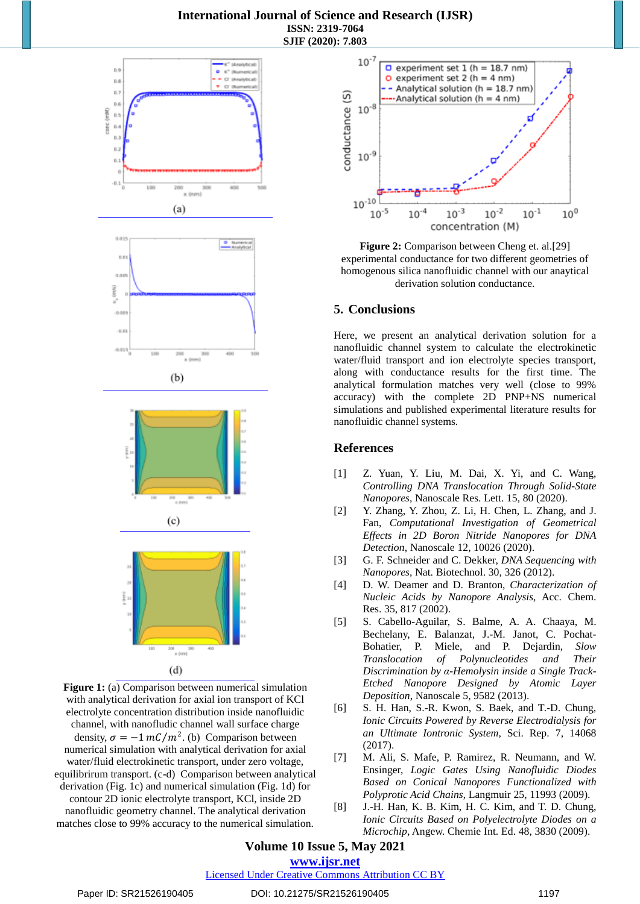(a)

(b)

(c)

(d)

**Figure 1:** (a) Comparison between numerical simulation with analytical derivation for axial ion transport of KCl electrolyte concentration distribution inside nanofluidic channel, with nanofludic channel wall surface charge density, $\sigma = -1\, mC/m^2$. (b) Comparison between numerical simulation with analytical derivation for axial water/fluid electrokinetic transport, under zero voltage, equilibrirum transport. (c-d) Comparison between analytical derivation (Fig. 1c) and numerical simulation (Fig. 1d) for contour 2D ionic electrolyte transport, KCl, inside 2D nanofluidic geometry channel. The analytical derivation matches close to 99% accuracy to the numerical simulation.

**Figure 2:** Comparison between Cheng et. al.[29] experimental conductance for two different geometries of homogenous silica nanofluidic channel with our anaytical derivation solution conductance.

## 5. Conclusions

Here, we present an analytical derivation solution for a nanofluidic channel system to calculate the electrokinetic water/fluid transport and ion electrolyte species transport, along with conductance results for the first time. The analytical formulation matches very well (close to 99% accuracy) with the complete 2D PNP+NS numerical simulations and published experimental literature results for nanofluidic channel systems.

## References

[1] Z. Yuan, Y. Liu, M. Dai, X. Yi, and C. Wang, *Controlling DNA Translocation Through Solid-State Nanopores*, Nanoscale Res. Lett. 15, 80 (2020).

[2] Y. Zhang, Y. Zhou, Z. Li, H. Chen, L. Zhang, and J. Fan, *Computational Investigation of Geometrical Effects in 2D Boron Nitride Nanopores for DNA Detection*, Nanoscale 12, 10026 (2020).

[3] G. F. Schneider and C. Dekker, *DNA Sequencing with Nanopores*, Nat. Biotechnol. 30, 326 (2012).

[4] D. W. Deamer and D. Branton, *Characterization of Nucleic Acids by Nanopore Analysis*, Acc. Chem. Res. 35, 817 (2002).

[5] S. Cabello-Aguilar, S. Balme, A. A. Chaaya, M. Bechelany, E. Balanzat, J.-M. Janot, C. Pochat-Bohatier, P. Miele, and P. Dejardin, *Slow Translocation of Polynucleotides and Their Discrimination by α-Hemolysin inside a Single Track-Etched Nanopore Designed by Atomic Layer Deposition*, Nanoscale 5, 9582 (2013).

[6] S. H. Han, S.-R. Kwon, S. Baek, and T.-D. Chung, *Ionic Circuits Powered by Reverse Electrodialysis for an Ultimate Iontronic System*, Sci. Rep. 7, 14068 (2017).

[7] M. Ali, S. Mafe, P. Ramirez, R. Neumann, and W. Ensinger, *Logic Gates Using Nanofluidic Diodes Based on Conical Nanopores Functionalized with Polyprotic Acid Chains*, Langmuir 25, 11993 (2009).

[8] J.-H. Han, K. B. Kim, H. C. Kim, and T. D. Chung, *Ionic Circuits Based on Polyelectrolyte Diodes on a Microchip*, Angew. Chemie Int. Ed. 48, 3830 (2009).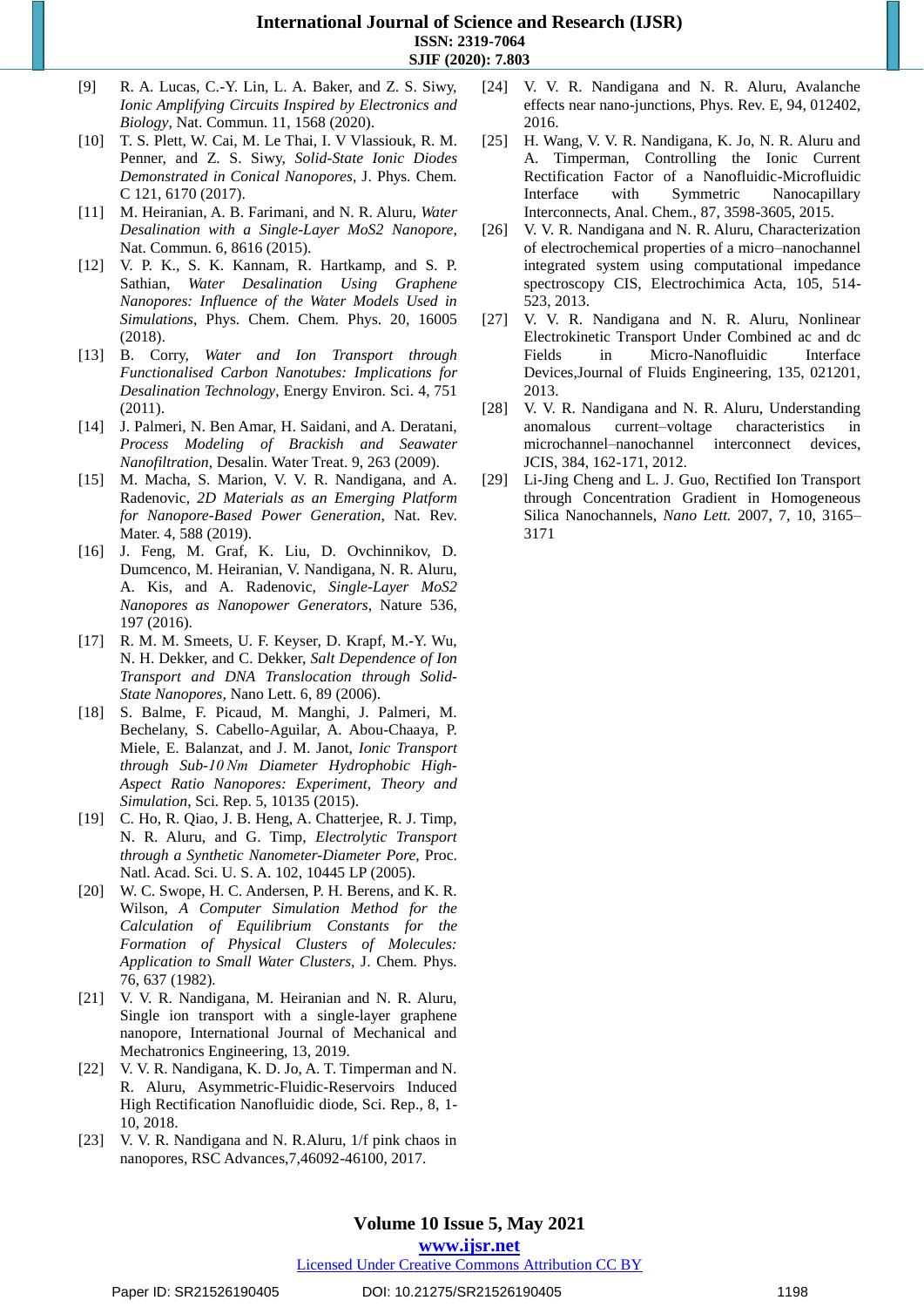[9] R. A. Lucas, C.-Y. Lin, L. A. Baker, and Z. S. Siwy, *Ionic Amplifying Circuits Inspired by Electronics and Biology*, Nat. Commun. 11, 1568 (2020).

[10] T. S. Plett, W. Cai, M. Le Thai, I. V Vlassiouk, R. M. Penner, and Z. S. Siwy, *Solid-State Ionic Diodes Demonstrated in Conical Nanopores*, J. Phys. Chem. C 121, 6170 (2017).

[11] M. Heiranian, A. B. Farimani, and N. R. Aluru, *Water Desalination with a Single-Layer MoS2 Nanopore*, Nat. Commun. 6, 8616 (2015).

[12] V. P. K., S. K. Kannam, R. Hartkamp, and S. P. Sathian, *Water Desalination Using Graphene Nanopores: Influence of the Water Models Used in Simulations*, Phys. Chem. Chem. Phys. 20, 16005 (2018).

[13] B. Corry, *Water and Ion Transport through Functionalised Carbon Nanotubes: Implications for Desalination Technology*, Energy Environ. Sci. 4, 751 (2011).

[14] J. Palmeri, N. Ben Amar, H. Saidani, and A. Deratani, *Process Modeling of Brackish and Seawater Nanofiltration*, Desalin. Water Treat. 9, 263 (2009).

[15] M. Macha, S. Marion, V. V. R. Nandigana, and A. Radenovic, *2D Materials as an Emerging Platform for Nanopore-Based Power Generation*, Nat. Rev. Mater. 4, 588 (2019).

[16] J. Feng, M. Graf, K. Liu, D. Ovchinnikov, D. Dumcenco, M. Heiranian, V. Nandigana, N. R. Aluru, A. Kis, and A. Radenovic, *Single-Layer MoS2 Nanopores as Nanopower Generators*, Nature 536, 197 (2016).

[17] R. M. M. Smeets, U. F. Keyser, D. Krapf, M.-Y. Wu, N. H. Dekker, and C. Dekker, *Salt Dependence of Ion Transport and DNA Translocation through Solid-State Nanopores*, Nano Lett. 6, 89 (2006).

[18] S. Balme, F. Picaud, M. Manghi, J. Palmeri, M. Bechelany, S. Cabello-Aguilar, A. Abou-Chaaya, P. Miele, E. Balanzat, and J. M. Janot, *Ionic Transport through Sub-10 Nm Diameter Hydrophobic High-Aspect Ratio Nanopores: Experiment, Theory and Simulation*, Sci. Rep. 5, 10135 (2015).

[19] C. Ho, R. Qiao, J. B. Heng, A. Chatterjee, R. J. Timp, N. R. Aluru, and G. Timp, *Electrolytic Transport through a Synthetic Nanometer-Diameter Pore*, Proc. Natl. Acad. Sci. U. S. A. 102, 10445 LP (2005).

[20] W. C. Swope, H. C. Andersen, P. H. Berens, and K. R. Wilson, *A Computer Simulation Method for the Calculation of Equilibrium Constants for the Formation of Physical Clusters of Molecules: Application to Small Water Clusters*, J. Chem. Phys. 76, 637 (1982).

[21] V. V. R. Nandigana, M. Heiranian and N. R. Aluru, Single ion transport with a single-layer graphene nanopore, International Journal of Mechanical and Mechatronics Engineering, 13, 2019.

[22] V. V. R. Nandigana, K. D. Jo, A. T. Timperman and N. R. Aluru, Asymmetric-Fluidic-Reservoirs Induced High Rectification Nanofluidic diode, Sci. Rep., 8, 1-10, 2018.

[23] V. V. R. Nandigana and N. R.Aluru, 1/f pink chaos in nanopores, RSC Advances,7,46092-46100, 2017.

[24] V. V. R. Nandigana and N. R. Aluru, Avalanche effects near nano-junctions, Phys. Rev. E, 94, 012402, 2016.

[25] H. Wang, V. V. R. Nandigana, K. Jo, N. R. Aluru and A. Timperman, Controlling the Ionic Current Rectification Factor of a Nanofluidic-Microfluidic Interface with Symmetric Nanocapillary Interconnects, Anal. Chem., 87, 3598-3605, 2015.

[26] V. V. R. Nandigana and N. R. Aluru, Characterization of electrochemical properties of a micro–nanochannel integrated system using computational impedance spectroscopy CIS, Electrochimica Acta, 105, 514-523, 2013.

[27] V. V. R. Nandigana and N. R. Aluru, Nonlinear Electrokinetic Transport Under Combined ac and dc Fields in Micro-Nanofluidic Interface Devices,Journal of Fluids Engineering, 135, 021201, 2013.

[28] V. V. R. Nandigana and N. R. Aluru, Understanding anomalous current–voltage characteristics in microchannel–nanochannel interconnect devices, JCIS, 384, 162-171, 2012.

[29] Li-Jing Cheng and L. J. Guo, Rectified Ion Transport through Concentration Gradient in Homogeneous Silica Nanochannels, *Nano Lett.* 2007, 7, 10, 3165–3171